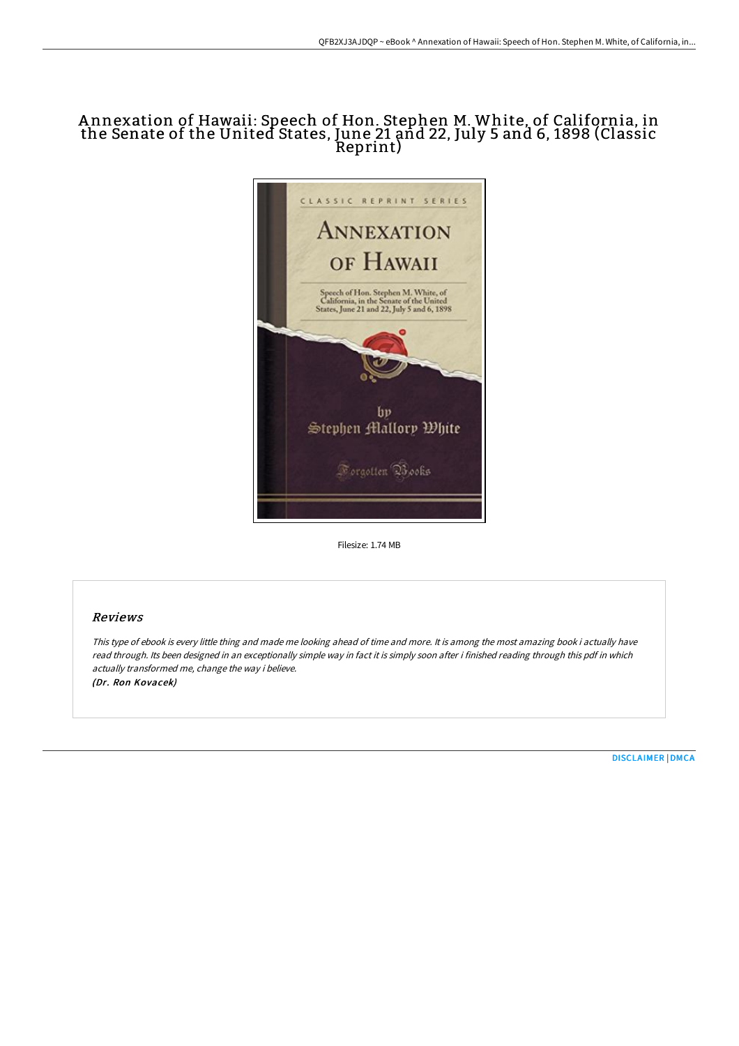# Annexation of Hawaii: Speech of Hon. Stephen M. White, of California, in the Senate of the United States, June 21 and 22, July 5 and 6, 1898 (Classic Reprint)

Filesize: 1.74 MB

## Reviews

*This type of ebook is every little thing and made me looking ahead of time and more. It is among the most amazing book i actually have read through. Its been designed in an exceptionally simple way in fact it is simply soon after i finished reading through this pdf in which actually transformed me, change the way i believe.*
*(Dr. Ron Kovacek)*

DISCLAIMER | DMCA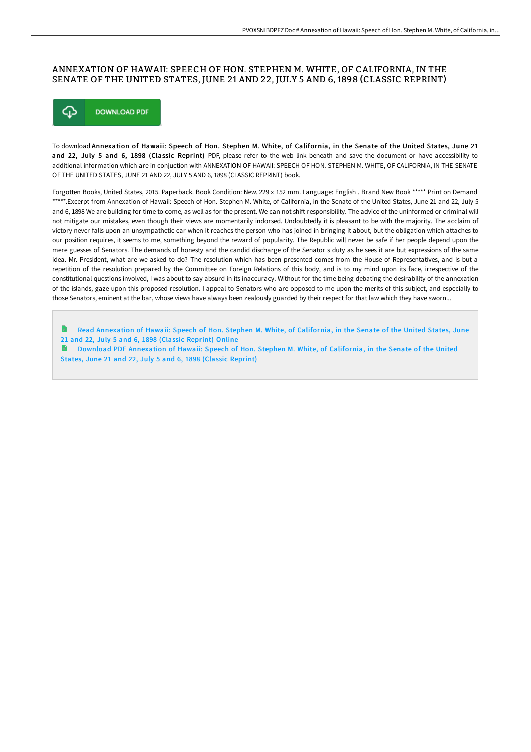# ANNEXATION OF HAWAII: SPEECH OF HON. STEPHEN M. WHITE, OF CALIFORNIA, IN THE SENATE OF THE UNITED STATES, JUNE 21 AND 22, JULY 5 AND 6, 1898 (CLASSIC REPRINT)

DOWNLOAD PDF

To download **Annexation of Hawaii: Speech of Hon. Stephen M. White, of California, in the Senate of the United States, June 21 and 22, July 5 and 6, 1898 (Classic Reprint)** PDF, please refer to the web link beneath and save the document or have accessibility to additional information which are in conjuction with ANNEXATION OF HAWAII: SPEECH OF HON. STEPHEN M. WHITE, OF CALIFORNIA, IN THE SENATE OF THE UNITED STATES, JUNE 21 AND 22, JULY 5 AND 6, 1898 (CLASSIC REPRINT) book.

Forgotten Books, United States, 2015. Paperback. Book Condition: New. 229 x 152 mm. Language: English . Brand New Book ***** Print on Demand *****.Excerpt from Annexation of Hawaii: Speech of Hon. Stephen M. White, of California, in the Senate of the United States, June 21 and 22, July 5 and 6, 1898 We are building for time to come, as well as for the present. We can not shift responsibility. The advice of the uninformed or criminal will not mitigate our mistakes, even though their views are momentarily indorsed. Undoubtedly it is pleasant to be with the majority. The acclaim of victory never falls upon an unsympathetic ear when it reaches the person who has joined in bringing it about, but the obligation which attaches to our position requires, it seems to me, something beyond the reward of popularity. The Republic will never be safe if her people depend upon the mere guesses of Senators. The demands of honesty and the candid discharge of the Senator s duty as he sees it are but expressions of the same idea. Mr. President, what are we asked to do? The resolution which has been presented comes from the House of Representatives, and is but a repetition of the resolution prepared by the Committee on Foreign Relations of this body, and is to my mind upon its face, irrespective of the constitutional questions involved, I was about to say absurd in its inaccuracy. Without for the time being debating the desirability of the annexation of the islands, gaze upon this proposed resolution. I appeal to Senators who are opposed to me upon the merits of this subject, and especially to those Senators, eminent at the bar, whose views have always been zealously guarded by their respect for that law which they have sworn...

Read Annexation of Hawaii: Speech of Hon. Stephen M. White, of California, in the Senate of the United States, June 21 and 22, July 5 and 6, 1898 (Classic Reprint) Online

Download PDF Annexation of Hawaii: Speech of Hon. Stephen M. White, of California, in the Senate of the United States, June 21 and 22, July 5 and 6, 1898 (Classic Reprint)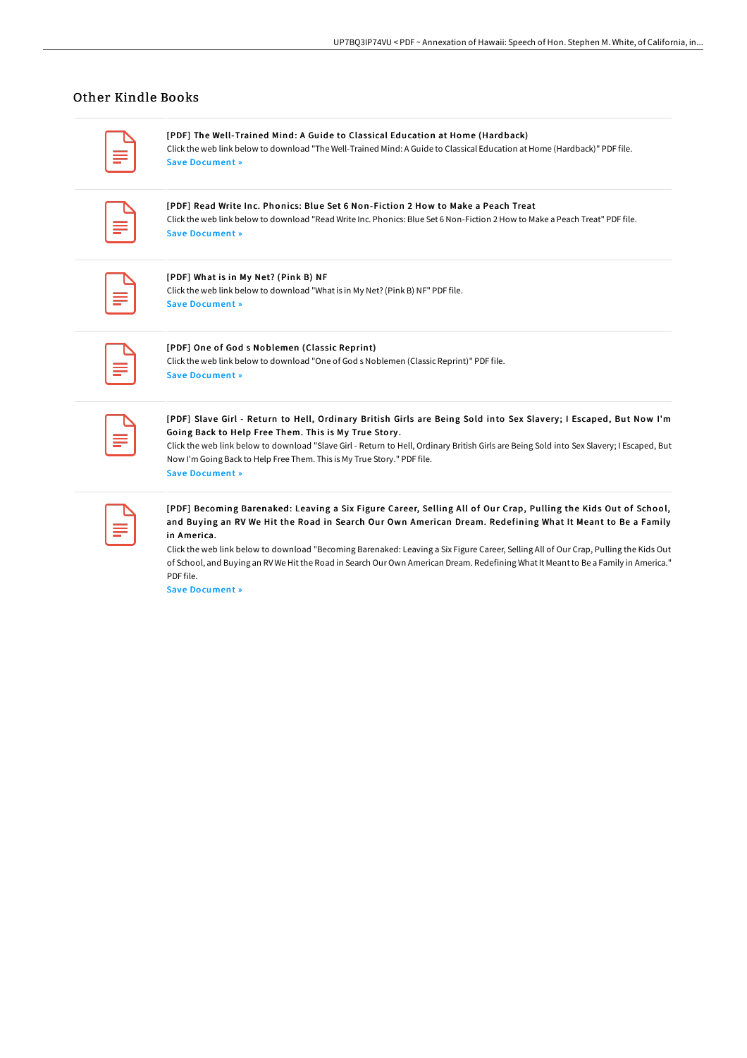## Other Kindle Books

**[PDF] The Well-Trained Mind: A Guide to Classical Education at Home (Hardback)**

Click the web link below to download "The Well-Trained Mind: A Guide to Classical Education at Home (Hardback)" PDF file.

Save Document »

**[PDF] Read Write Inc. Phonics: Blue Set 6 Non-Fiction 2 How to Make a Peach Treat**

Click the web link below to download "Read Write Inc. Phonics: Blue Set 6 Non-Fiction 2 How to Make a Peach Treat" PDF file.

Save Document »

**[PDF] What is in My Net? (Pink B) NF**

Click the web link below to download "What is in My Net? (Pink B) NF" PDF file.

Save Document »

**[PDF] One of God s Noblemen (Classic Reprint)**

Click the web link below to download "One of God s Noblemen (Classic Reprint)" PDF file.

Save Document »

**[PDF] Slave Girl - Return to Hell, Ordinary British Girls are Being Sold into Sex Slavery; I Escaped, But Now I'm Going Back to Help Free Them. This is My True Story.**

Click the web link below to download "Slave Girl - Return to Hell, Ordinary British Girls are Being Sold into Sex Slavery; I Escaped, But Now I'm Going Back to Help Free Them. This is My True Story." PDF file.

Save Document »

**[PDF] Becoming Barenaked: Leaving a Six Figure Career, Selling All of Our Crap, Pulling the Kids Out of School, and Buying an RV We Hit the Road in Search Our Own American Dream. Redefining What It Meant to Be a Family in America.**

Click the web link below to download "Becoming Barenaked: Leaving a Six Figure Career, Selling All of Our Crap, Pulling the Kids Out of School, and Buying an RV We Hit the Road in Search Our Own American Dream. Redefining What It Meant to Be a Family in America." PDF file.

Save Document »